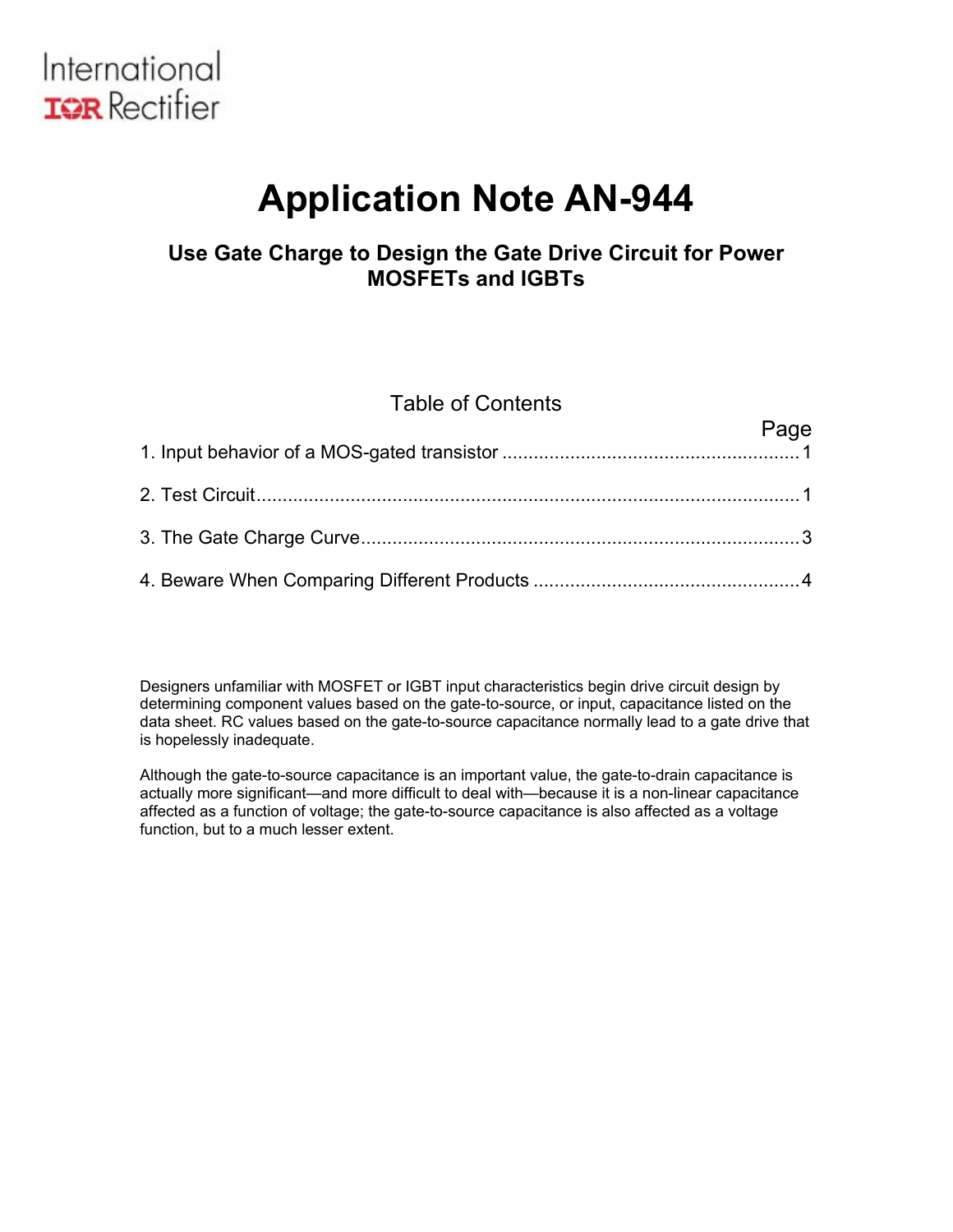International
IOR Rectifier

# Application Note AN-944

## Use Gate Charge to Design the Gate Drive Circuit for Power MOSFETs and IGBTs

### Table of Contents

| | Page |
|---|---|
| 1. Input behavior of a MOS-gated transistor | 1 |
| 2. Test Circuit | 1 |
| 3. The Gate Charge Curve | 3 |
| 4. Beware When Comparing Different Products | 4 |

Designers unfamiliar with MOSFET or IGBT input characteristics begin drive circuit design by determining component values based on the gate-to-source, or input, capacitance listed on the data sheet. RC values based on the gate-to-source capacitance normally lead to a gate drive that is hopelessly inadequate.

Although the gate-to-source capacitance is an important value, the gate-to-drain capacitance is actually more significant—and more difficult to deal with—because it is a non-linear capacitance affected as a function of voltage; the gate-to-source capacitance is also affected as a voltage function, but to a much lesser extent.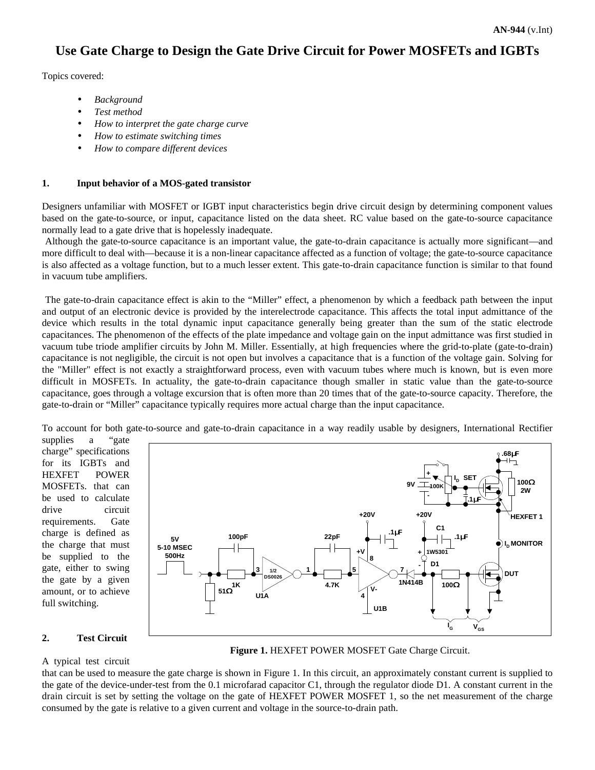**AN-944** (v.Int)

# Use Gate Charge to Design the Gate Drive Circuit for Power MOSFETs and IGBTs

Topics covered:

- *Background*
- *Test method*
- *How to interpret the gate charge curve*
- *How to estimate switching times*
- *How to compare different devices*

## 1. Input behavior of a MOS-gated transistor

Designers unfamiliar with MOSFET or IGBT input characteristics begin drive circuit design by determining component values based on the gate-to-source, or input, capacitance listed on the data sheet. RC value based on the gate-to-source capacitance normally lead to a gate drive that is hopelessly inadequate.

Although the gate-to-source capacitance is an important value, the gate-to-drain capacitance is actually more significant—and more difficult to deal with—because it is a non-linear capacitance affected as a function of voltage; the gate-to-source capacitance is also affected as a voltage function, but to a much lesser extent. This gate-to-drain capacitance function is similar to that found in vacuum tube amplifiers.

The gate-to-drain capacitance effect is akin to the "Miller" effect, a phenomenon by which a feedback path between the input and output of an electronic device is provided by the interelectrode capacitance. This affects the total input admittance of the device which results in the total dynamic input capacitance generally being greater than the sum of the static electrode capacitances. The phenomenon of the effects of the plate impedance and voltage gain on the input admittance was first studied in vacuum tube triode amplifier circuits by John M. Miller. Essentially, at high frequencies where the grid-to-plate (gate-to-drain) capacitance is not negligible, the circuit is not open but involves a capacitance that is a function of the voltage gain. Solving for the "Miller" effect is not exactly a straightforward process, even with vacuum tubes where much is known, but is even more difficult in MOSFETs. In actuality, the gate-to-drain capacitance though smaller in static value than the gate-to-source capacitance, goes through a voltage excursion that is often more than 20 times that of the gate-to-source capacity. Therefore, the gate-to-drain or "Miller" capacitance typically requires more actual charge than the input capacitance.

To account for both gate-to-source and gate-to-drain capacitance in a way readily usable by designers, International Rectifier supplies a "gate charge" specifications for its IGBTs and HEXFET POWER MOSFETs. that can be used to calculate drive circuit requirements. Gate charge is defined as the charge that must be supplied to the gate, either to swing the gate by a given amount, or to achieve full switching.

.68µF
9V
100K
$I_D$ SET
.1µF
100Ω
2W
HEXFET 1
+20V
+20V
C1
.1µF
.1µF
5V
5-10 MSEC
500Hz
100pF
22pF
+V
8
$I_D$ MONITOR
1W5301
D1
3
1/2
DS0026
1
5
7
DUT
1K
51Ω
U1A
4.7K
V-
4
1N414B
100Ω
U1B
$I_G$
$V_{GS}$

**Figure 1.** HEXFET POWER MOSFET Gate Charge Circuit.

## 2. Test Circuit

A typical test circuit that can be used to measure the gate charge is shown in Figure 1. In this circuit, an approximately constant current is supplied to the gate of the device-under-test from the 0.1 microfarad capacitor C1, through the regulator diode D1. A constant current in the drain circuit is set by setting the voltage on the gate of HEXFET POWER MOSFET 1, so the net measurement of the charge consumed by the gate is relative to a given current and voltage in the source-to-drain path.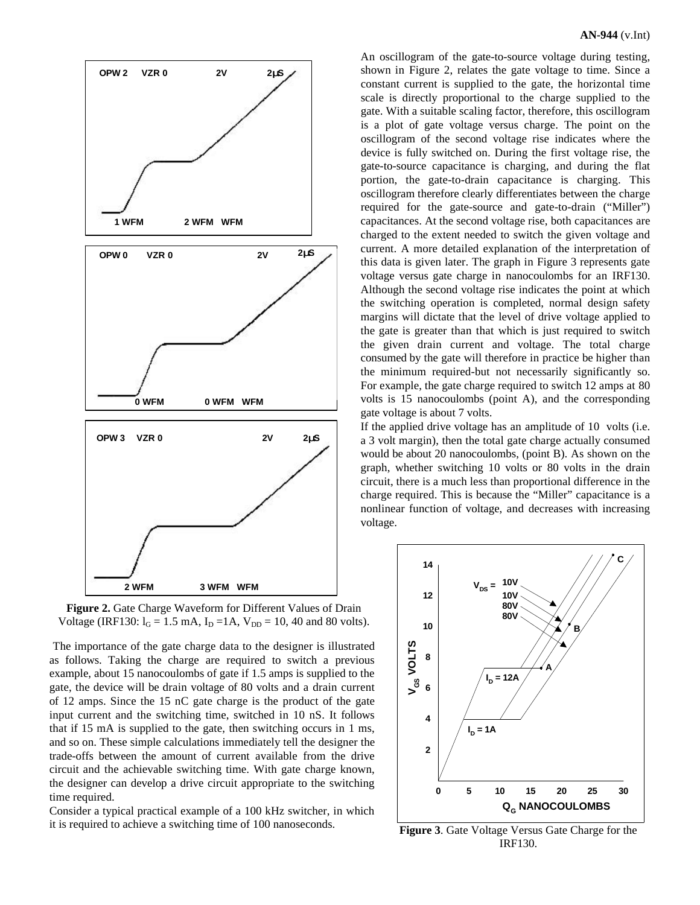**Figure 2.** Gate Charge Waveform for Different Values of Drain Voltage (IRF130: $I_G$ = 1.5 mA, $I_D$ =1A, $V_{DD}$ = 10, 40 and 80 volts).

The importance of the gate charge data to the designer is illustrated as follows. Taking the charge are required to switch a previous example, about 15 nanocoulombs of gate if 1.5 amps is supplied to the gate, the device will be drain voltage of 80 volts and a drain current of 12 amps. Since the 15 nC gate charge is the product of the gate input current and the switching time, switched in 10 nS. It follows that if 15 mA is supplied to the gate, then switching occurs in 1 ms, and so on. These simple calculations immediately tell the designer the trade-offs between the amount of current available from the drive circuit and the achievable switching time. With gate charge known, the designer can develop a drive circuit appropriate to the switching time required.

Consider a typical practical example of a 100 kHz switcher, in which it is required to achieve a switching time of 100 nanoseconds.

An oscillogram of the gate-to-source voltage during testing, shown in Figure 2, relates the gate voltage to time. Since a constant current is supplied to the gate, the horizontal time scale is directly proportional to the charge supplied to the gate. With a suitable scaling factor, therefore, this oscillogram is a plot of gate voltage versus charge. The point on the oscillogram of the second voltage rise indicates where the device is fully switched on. During the first voltage rise, the gate-to-source capacitance is charging, and during the flat portion, the gate-to-drain capacitance is charging. This oscillogram therefore clearly differentiates between the charge required for the gate-source and gate-to-drain ("Miller") capacitances. At the second voltage rise, both capacitances are charged to the extent needed to switch the given voltage and current. A more detailed explanation of the interpretation of this data is given later. The graph in Figure 3 represents gate voltage versus gate charge in nanocoulombs for an IRF130. Although the second voltage rise indicates the point at which the switching operation is completed, normal design safety margins will dictate that the level of drive voltage applied to the gate is greater than that which is just required to switch the given drain current and voltage. The total charge consumed by the gate will therefore in practice be higher than the minimum required-but not necessarily significantly so. For example, the gate charge required to switch 12 amps at 80 volts is 15 nanocoulombs (point A), and the corresponding gate voltage is about 7 volts.

If the applied drive voltage has an amplitude of 10 volts (i.e. a 3 volt margin), then the total gate charge actually consumed would be about 20 nanocoulombs, (point B). As shown on the graph, whether switching 10 volts or 80 volts in the drain circuit, there is a much less than proportional difference in the charge required. This is because the "Miller" capacitance is a nonlinear function of voltage, and decreases with increasing voltage.

**Figure 3**. Gate Voltage Versus Gate Charge for the IRF130.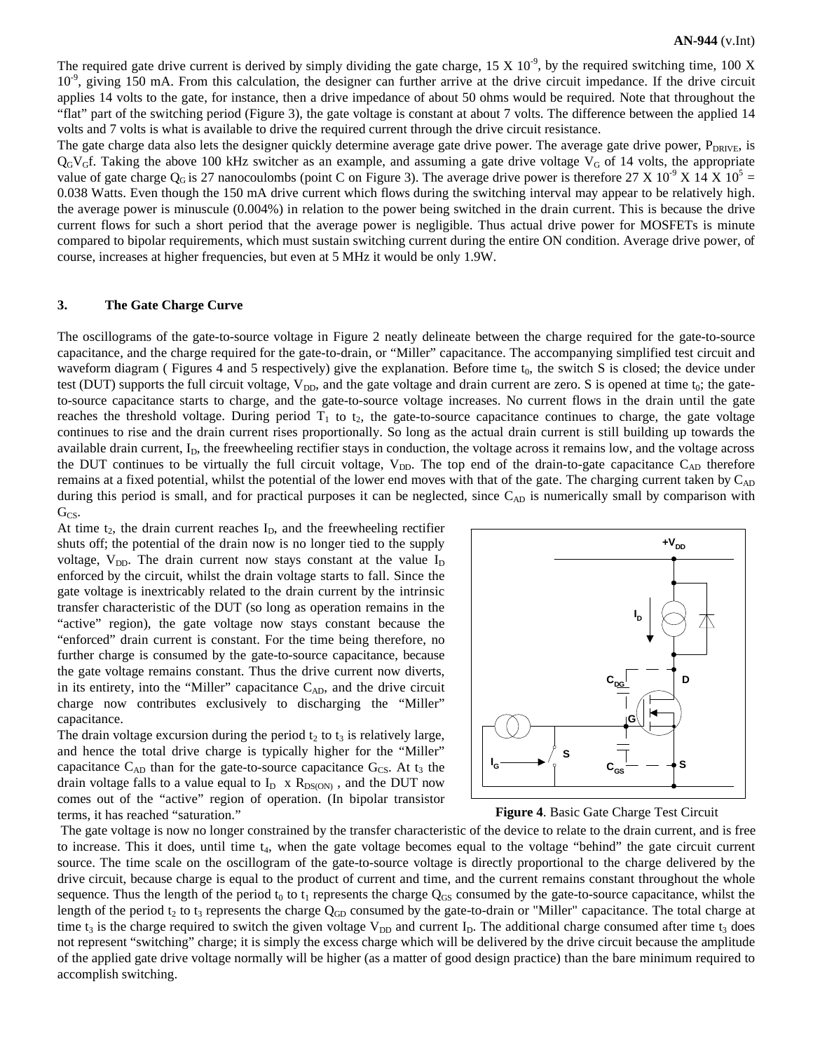The required gate drive current is derived by simply dividing the gate charge, $15 \times 10^{-9}$, by the required switching time, $100 \times 10^{-9}$, giving 150 mA. From this calculation, the designer can further arrive at the drive circuit impedance. If the drive circuit applies 14 volts to the gate, for instance, then a drive impedance of about 50 ohms would be required. Note that throughout the "flat" part of the switching period (Figure 3), the gate voltage is constant at about 7 volts. The difference between the applied 14 volts and 7 volts is what is available to drive the required current through the drive circuit resistance.

The gate charge data also lets the designer quickly determine average gate drive power. The average gate drive power, $P_{DRIVE}$, is $Q_G V_G f$. Taking the above 100 kHz switcher as an example, and assuming a gate drive voltage $V_G$ of 14 volts, the appropriate value of gate charge $Q_G$ is 27 nanocoulombs (point C on Figure 3). The average drive power is therefore $27 \times 10^{-9} \times 14 \times 10^5 = 0.038$ Watts. Even though the 150 mA drive current which flows during the switching interval may appear to be relatively high. the average power is minuscule (0.004%) in relation to the power being switched in the drain current. This is because the drive current flows for such a short period that the average power is negligible. Thus actual drive power for MOSFETs is minute compared to bipolar requirements, which must sustain switching current during the entire ON condition. Average drive power, of course, increases at higher frequencies, but even at 5 MHz it would be only 1.9W.

## 3. The Gate Charge Curve

The oscillograms of the gate-to-source voltage in Figure 2 neatly delineate between the charge required for the gate-to-source capacitance, and the charge required for the gate-to-drain, or "Miller" capacitance. The accompanying simplified test circuit and waveform diagram ( Figures 4 and 5 respectively) give the explanation. Before time $t_0$, the switch S is closed; the device under test (DUT) supports the full circuit voltage, $V_{DD}$, and the gate voltage and drain current are zero. S is opened at time $t_0$; the gate-to-source capacitance starts to charge, and the gate-to-source voltage increases. No current flows in the drain until the gate reaches the threshold voltage. During period $T_1$ to $t_2$, the gate-to-source capacitance continues to charge, the gate voltage continues to rise and the drain current rises proportionally. So long as the actual drain current is still building up towards the available drain current, $I_D$, the freewheeling rectifier stays in conduction, the voltage across it remains low, and the voltage across the DUT continues to be virtually the full circuit voltage, $V_{DD}$. The top end of the drain-to-gate capacitance $C_{AD}$ therefore remains at a fixed potential, whilst the potential of the lower end moves with that of the gate. The charging current taken by $C_{AD}$ during this period is small, and for practical purposes it can be neglected, since $C_{AD}$ is numerically small by comparison with $G_{CS}$.

At time $t_2$, the drain current reaches $I_D$, and the freewheeling rectifier shuts off; the potential of the drain now is no longer tied to the supply voltage, $V_{DD}$. The drain current now stays constant at the value $I_D$ enforced by the circuit, whilst the drain voltage starts to fall. Since the gate voltage is inextricably related to the drain current by the intrinsic transfer characteristic of the DUT (so long as operation remains in the "active" region), the gate voltage now stays constant because the "enforced" drain current is constant. For the time being therefore, no further charge is consumed by the gate-to-source capacitance, because the gate voltage remains constant. Thus the drive current now diverts, in its entirety, into the "Miller" capacitance $C_{AD}$, and the drive circuit charge now contributes exclusively to discharging the "Miller" capacitance.

The drain voltage excursion during the period $t_2$ to $t_3$ is relatively large, and hence the total drive charge is typically higher for the "Miller" capacitance $C_{AD}$ than for the gate-to-source capacitance $G_{CS}$. At $t_3$ the drain voltage falls to a value equal to $I_D \times R_{DS(ON)}$, and the DUT now comes out of the "active" region of operation. (In bipolar transistor terms, it has reached "saturation."

**Figure 4**. Basic Gate Charge Test Circuit

The gate voltage is now no longer constrained by the transfer characteristic of the device to relate to the drain current, and is free to increase. This it does, until time $t_4$, when the gate voltage becomes equal to the voltage "behind" the gate circuit current source. The time scale on the oscillogram of the gate-to-source voltage is directly proportional to the charge delivered by the drive circuit, because charge is equal to the product of current and time, and the current remains constant throughout the whole sequence. Thus the length of the period $t_0$ to $t_1$ represents the charge $Q_{GS}$ consumed by the gate-to-source capacitance, whilst the length of the period $t_2$ to $t_3$ represents the charge $Q_{GD}$ consumed by the gate-to-drain or "Miller" capacitance. The total charge at time $t_3$ is the charge required to switch the given voltage $V_{DD}$ and current $I_D$. The additional charge consumed after time $t_3$ does not represent "switching" charge; it is simply the excess charge which will be delivered by the drive circuit because the amplitude of the applied gate drive voltage normally will be higher (as a matter of good design practice) than the bare minimum required to accomplish switching.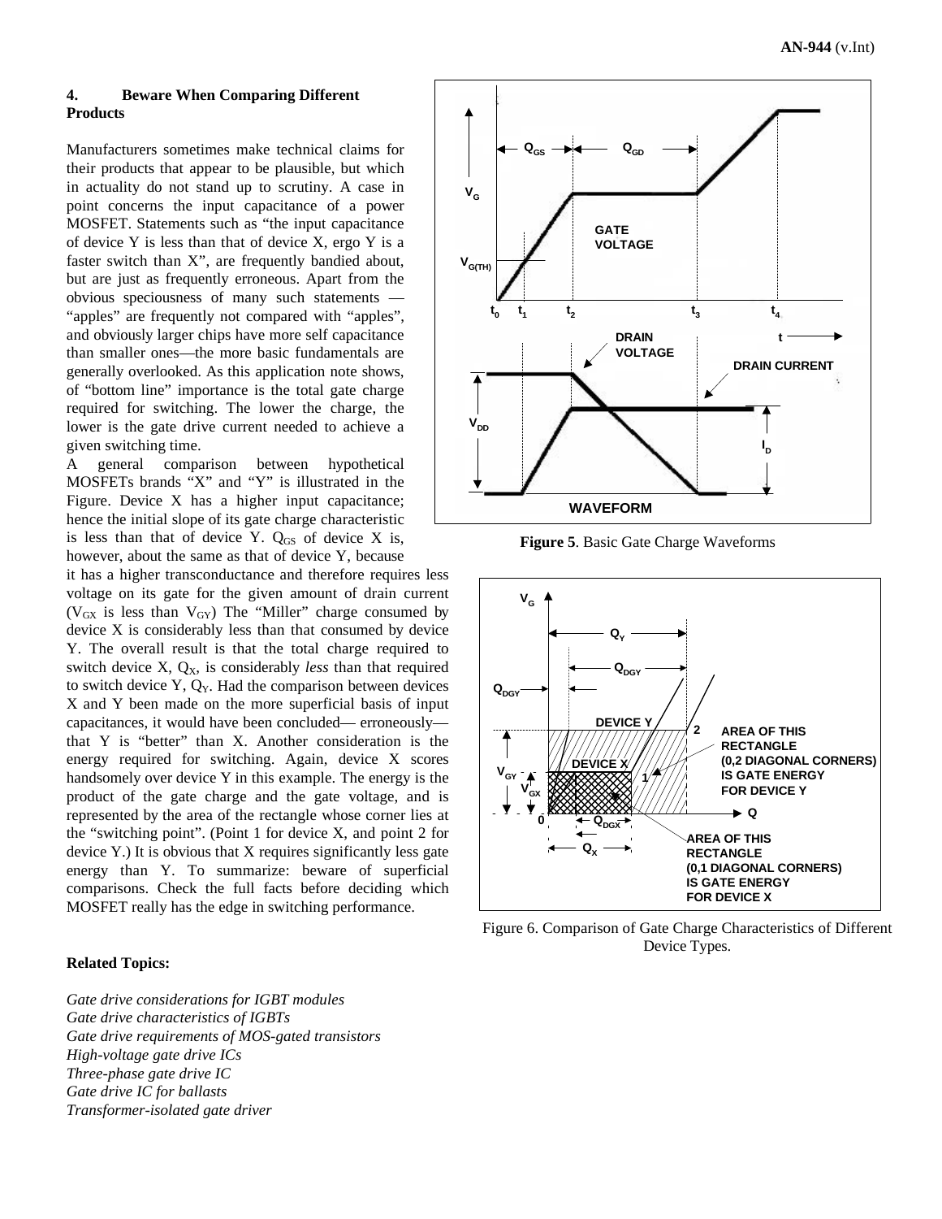## 4. Beware When Comparing Different Products

Manufacturers sometimes make technical claims for their products that appear to be plausible, but which in actuality do not stand up to scrutiny. A case in point concerns the input capacitance of a power MOSFET. Statements such as "the input capacitance of device Y is less than that of device X, ergo Y is a faster switch than X", are frequently bandied about, but are just as frequently erroneous. Apart from the obvious speciousness of many such statements — "apples" are frequently not compared with "apples", and obviously larger chips have more self capacitance than smaller ones—the more basic fundamentals are generally overlooked. As this application note shows, of "bottom line" importance is the total gate charge required for switching. The lower the charge, the lower is the gate drive current needed to achieve a given switching time.

A general comparison between hypothetical MOSFETs brands "X" and "Y" is illustrated in the Figure. Device X has a higher input capacitance; hence the initial slope of its gate charge characteristic is less than that of device Y. $Q_{GS}$ of device X is, however, about the same as that of device Y, because it has a higher transconductance and therefore requires less voltage on its gate for the given amount of drain current ($V_{GX}$ is less than $V_{GY}$) The "Miller" charge consumed by device X is considerably less than that consumed by device Y. The overall result is that the total charge required to switch device X, $Q_X$, is considerably *less* than that required to switch device Y, $Q_Y$. Had the comparison between devices X and Y been made on the more superficial basis of input capacitances, it would have been concluded— erroneously— that Y is "better" than X. Another consideration is the energy required for switching. Again, device X scores handsomely over device Y in this example. The energy is the product of the gate charge and the gate voltage, and is represented by the area of the rectangle whose corner lies at the "switching point". (Point 1 for device X, and point 2 for device Y.) It is obvious that X requires significantly less gate energy than Y. To summarize: beware of superficial comparisons. Check the full facts before deciding which MOSFET really has the edge in switching performance.

$Q_{GS}$
$Q_{GD}$
$V_G$
GATE VOLTAGE
$V_{G(TH)}$
$t_0$ $t_1$ $t_2$ $t_3$ $t_4$
DRAIN VOLTAGE
t
DRAIN CURRENT
$V_{DD}$
$I_D$
WAVEFORM

**Figure 5**. Basic Gate Charge Waveforms

$V_G$
$Q_Y$
$Q_{DGY}$
$Q_{DGY}$
DEVICE Y
2
AREA OF THIS RECTANGLE (0,2 DIAGONAL CORNERS) IS GATE ENERGY FOR DEVICE Y
DEVICE X
$V_{GY}$
$V_{GX}$
1
0
$Q_{DGX}$
Q
$Q_X$
AREA OF THIS RECTANGLE (0,1 DIAGONAL CORNERS) IS GATE ENERGY FOR DEVICE X

Figure 6. Comparison of Gate Charge Characteristics of Different Device Types.

**Related Topics:**

*Gate drive considerations for IGBT modules*
*Gate drive characteristics of IGBTs*
*Gate drive requirements of MOS-gated transistors*
*High-voltage gate drive ICs*
*Three-phase gate drive IC*
*Gate drive IC for ballasts*
*Transformer-isolated gate driver*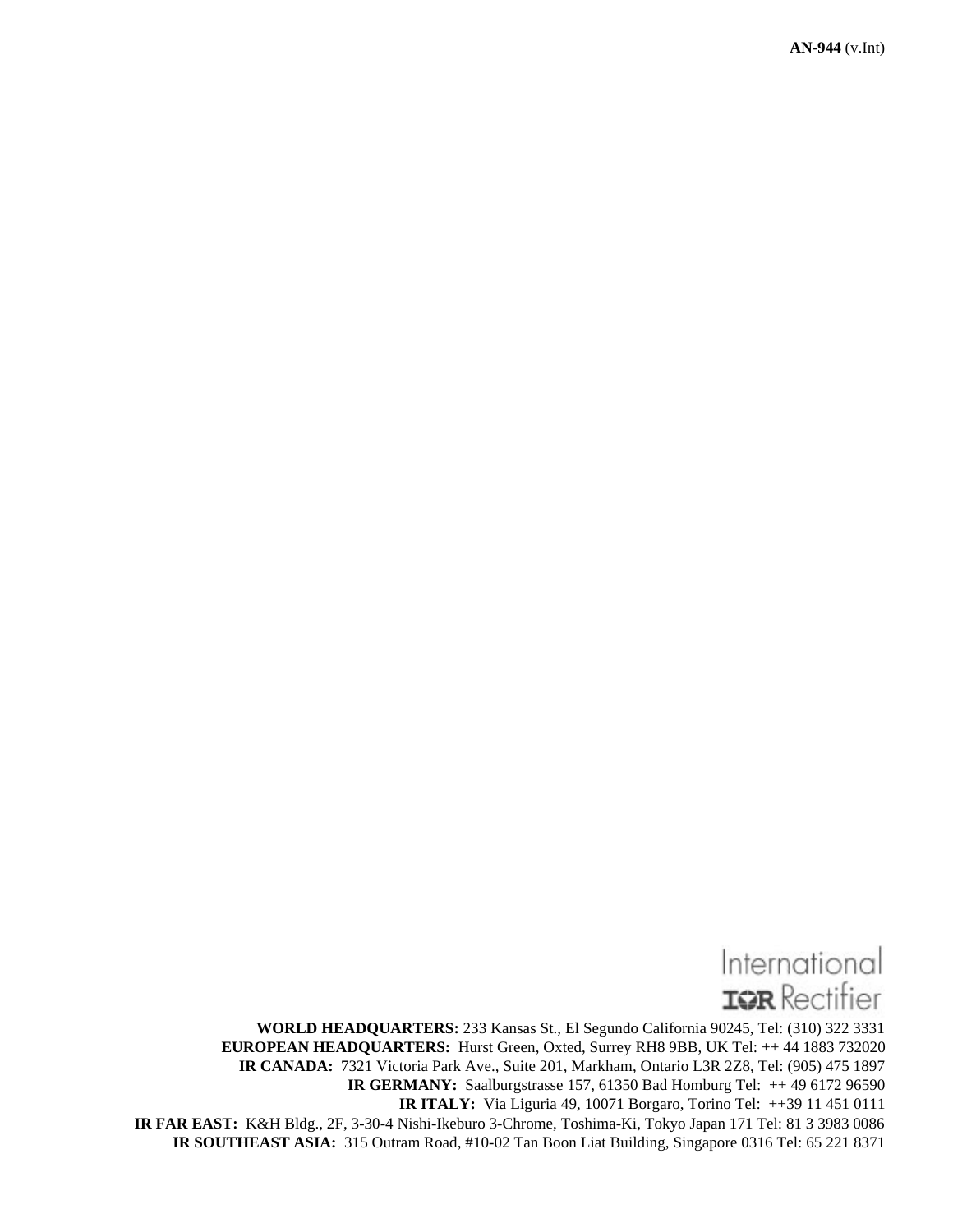International
IOR Rectifier

**WORLD HEADQUARTERS:** 233 Kansas St., El Segundo California 90245, Tel: (310) 322 3331
**EUROPEAN HEADQUARTERS:** Hurst Green, Oxted, Surrey RH8 9BB, UK Tel: ++ 44 1883 732020
**IR CANADA:** 7321 Victoria Park Ave., Suite 201, Markham, Ontario L3R 2Z8, Tel: (905) 475 1897
**IR GERMANY:** Saalburgstrasse 157, 61350 Bad Homburg Tel: ++ 49 6172 96590
**IR ITALY:** Via Liguria 49, 10071 Borgaro, Torino Tel: ++39 11 451 0111
**IR FAR EAST:** K&H Bldg., 2F, 3-30-4 Nishi-Ikeburo 3-Chrome, Toshima-Ki, Tokyo Japan 171 Tel: 81 3 3983 0086
**IR SOUTHEAST ASIA:** 315 Outram Road, #10-02 Tan Boon Liat Building, Singapore 0316 Tel: 65 221 8371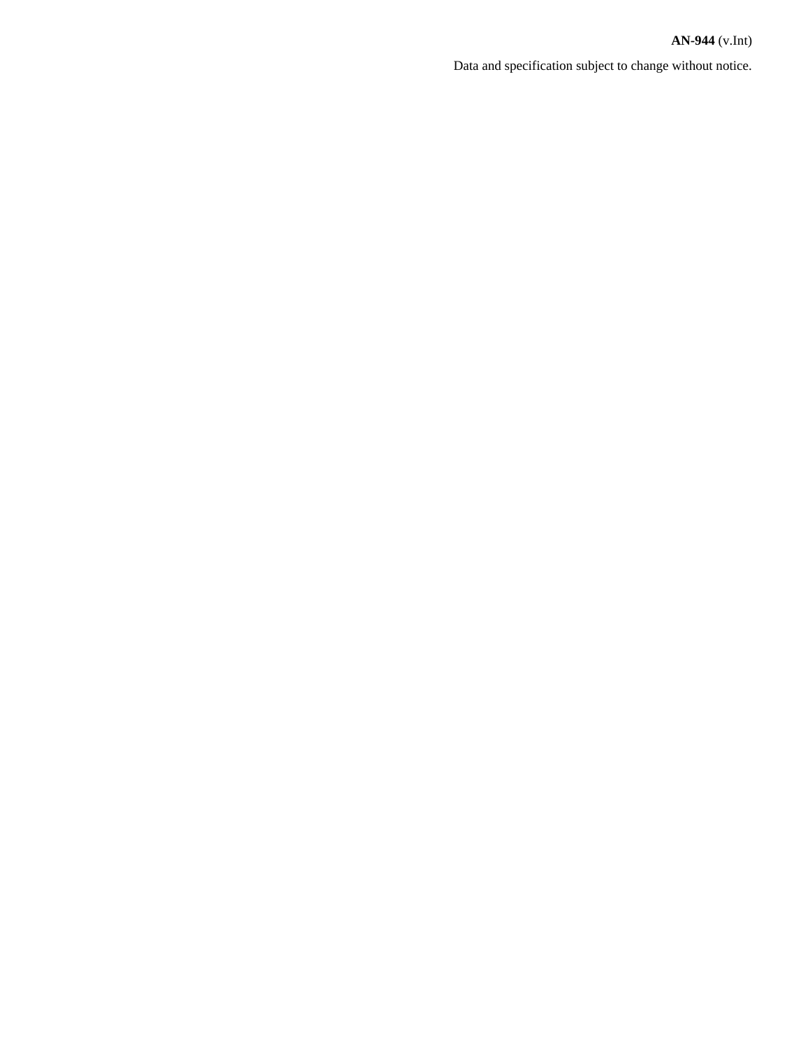**AN-944** (v.Int)

Data and specification subject to change without notice.